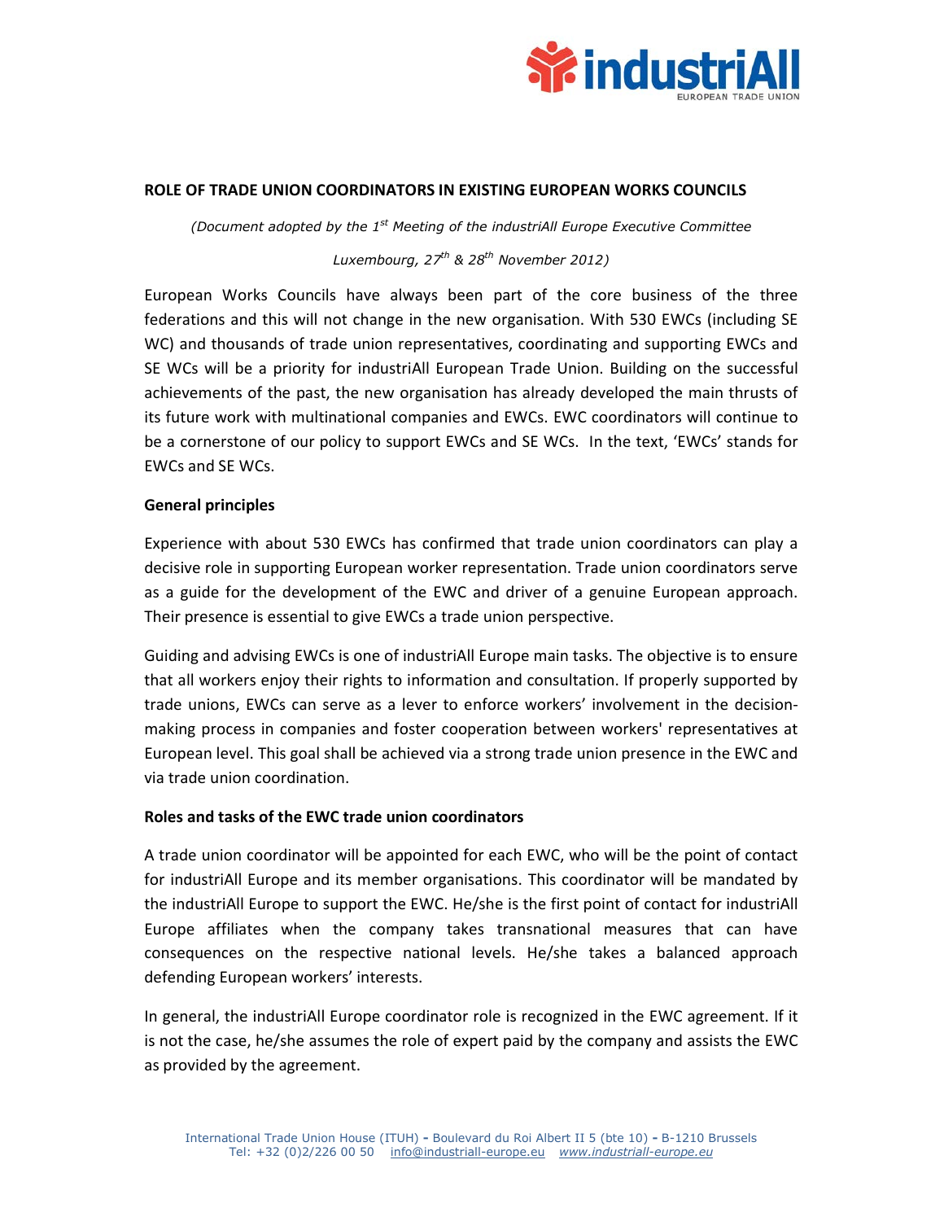# ROLE OF TRADE UNION COORDINATORS IN EXISTING EUROPEAN WORKS COUNCILS

*(Document adopted by the 1st Meeting of the industriAll Europe Executive Committee*

*Luxembourg, 27th & 28th November 2012)*

European Works Councils have always been part of the core business of the three federations and this will not change in the new organisation. With 530 EWCs (including SE WC) and thousands of trade union representatives, coordinating and supporting EWCs and SE WCs will be a priority for industriAll European Trade Union. Building on the successful achievements of the past, the new organisation has already developed the main thrusts of its future work with multinational companies and EWCs. EWC coordinators will continue to be a cornerstone of our policy to support EWCs and SE WCs. In the text, 'EWCs' stands for EWCs and SE WCs.

## General principles

Experience with about 530 EWCs has confirmed that trade union coordinators can play a decisive role in supporting European worker representation. Trade union coordinators serve as a guide for the development of the EWC and driver of a genuine European approach. Their presence is essential to give EWCs a trade union perspective.

Guiding and advising EWCs is one of industriAll Europe main tasks. The objective is to ensure that all workers enjoy their rights to information and consultation. If properly supported by trade unions, EWCs can serve as a lever to enforce workers' involvement in the decision-making process in companies and foster cooperation between workers' representatives at European level. This goal shall be achieved via a strong trade union presence in the EWC and via trade union coordination.

## Roles and tasks of the EWC trade union coordinators

A trade union coordinator will be appointed for each EWC, who will be the point of contact for industriAll Europe and its member organisations. This coordinator will be mandated by the industriAll Europe to support the EWC. He/she is the first point of contact for industriAll Europe affiliates when the company takes transnational measures that can have consequences on the respective national levels. He/she takes a balanced approach defending European workers' interests.

In general, the industriAll Europe coordinator role is recognized in the EWC agreement. If it is not the case, he/she assumes the role of expert paid by the company and assists the EWC as provided by the agreement.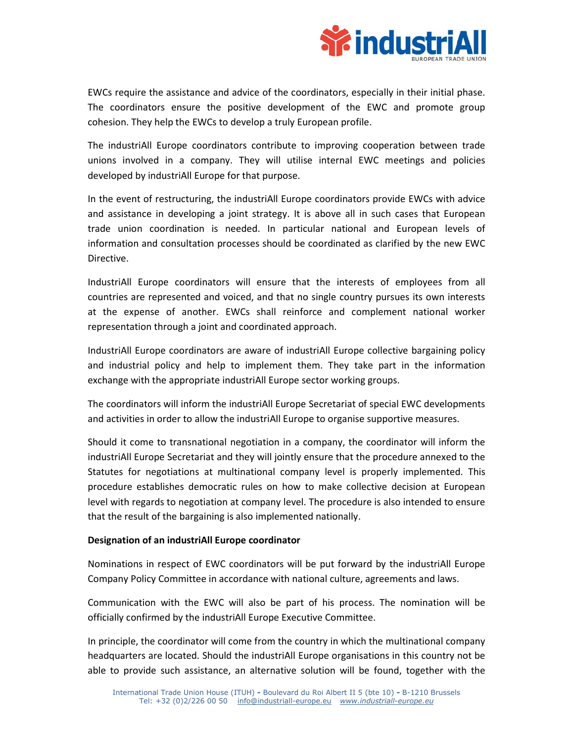EWCs require the assistance and advice of the coordinators, especially in their initial phase. The coordinators ensure the positive development of the EWC and promote group cohesion. They help the EWCs to develop a truly European profile.

The industriAll Europe coordinators contribute to improving cooperation between trade unions involved in a company. They will utilise internal EWC meetings and policies developed by industriAll Europe for that purpose.

In the event of restructuring, the industriAll Europe coordinators provide EWCs with advice and assistance in developing a joint strategy. It is above all in such cases that European trade union coordination is needed. In particular national and European levels of information and consultation processes should be coordinated as clarified by the new EWC Directive.

IndustriAll Europe coordinators will ensure that the interests of employees from all countries are represented and voiced, and that no single country pursues its own interests at the expense of another. EWCs shall reinforce and complement national worker representation through a joint and coordinated approach.

IndustriAll Europe coordinators are aware of industriAll Europe collective bargaining policy and industrial policy and help to implement them. They take part in the information exchange with the appropriate industriAll Europe sector working groups.

The coordinators will inform the industriAll Europe Secretariat of special EWC developments and activities in order to allow the industriAll Europe to organise supportive measures.

Should it come to transnational negotiation in a company, the coordinator will inform the industriAll Europe Secretariat and they will jointly ensure that the procedure annexed to the Statutes for negotiations at multinational company level is properly implemented. This procedure establishes democratic rules on how to make collective decision at European level with regards to negotiation at company level. The procedure is also intended to ensure that the result of the bargaining is also implemented nationally.

**Designation of an industriAll Europe coordinator**

Nominations in respect of EWC coordinators will be put forward by the industriAll Europe Company Policy Committee in accordance with national culture, agreements and laws.

Communication with the EWC will also be part of his process. The nomination will be officially confirmed by the industriAll Europe Executive Committee.

In principle, the coordinator will come from the country in which the multinational company headquarters are located. Should the industriAll Europe organisations in this country not be able to provide such assistance, an alternative solution will be found, together with the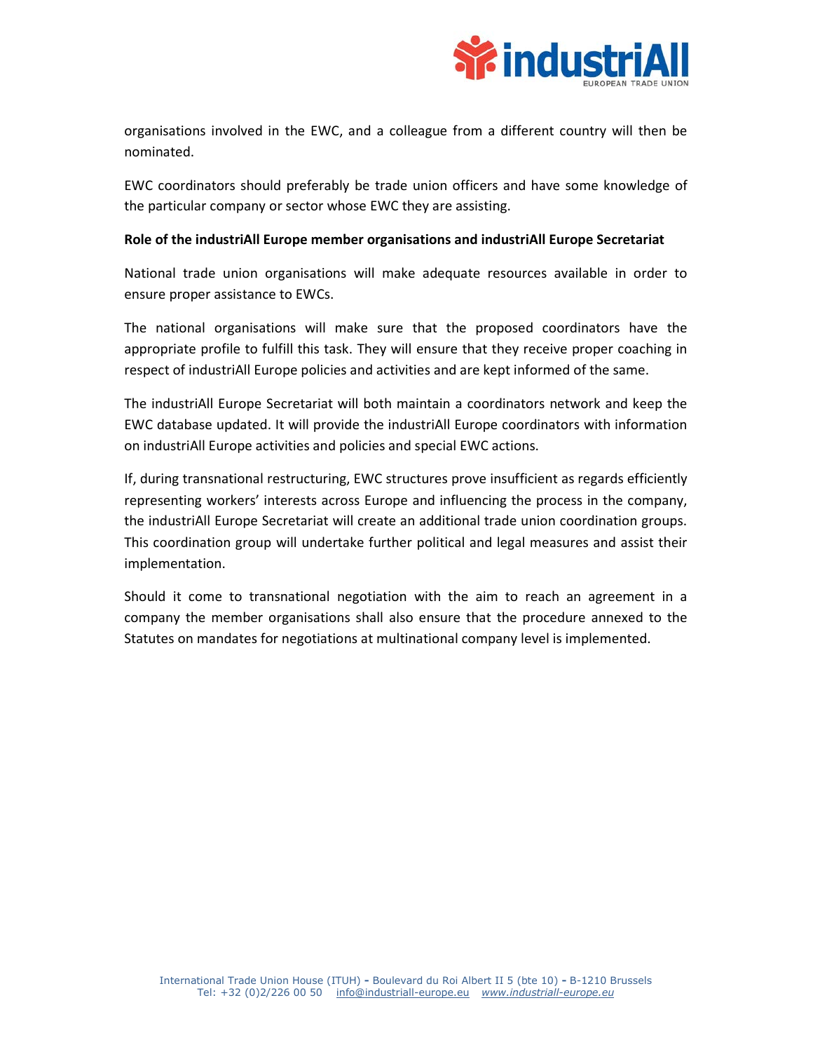organisations involved in the EWC, and a colleague from a different country will then be nominated.

EWC coordinators should preferably be trade union officers and have some knowledge of the particular company or sector whose EWC they are assisting.

**Role of the industriAll Europe member organisations and industriAll Europe Secretariat**

National trade union organisations will make adequate resources available in order to ensure proper assistance to EWCs.

The national organisations will make sure that the proposed coordinators have the appropriate profile to fulfill this task. They will ensure that they receive proper coaching in respect of industriAll Europe policies and activities and are kept informed of the same.

The industriAll Europe Secretariat will both maintain a coordinators network and keep the EWC database updated. It will provide the industriAll Europe coordinators with information on industriAll Europe activities and policies and special EWC actions.

If, during transnational restructuring, EWC structures prove insufficient as regards efficiently representing workers' interests across Europe and influencing the process in the company, the industriAll Europe Secretariat will create an additional trade union coordination groups. This coordination group will undertake further political and legal measures and assist their implementation.

Should it come to transnational negotiation with the aim to reach an agreement in a company the member organisations shall also ensure that the procedure annexed to the Statutes on mandates for negotiations at multinational company level is implemented.